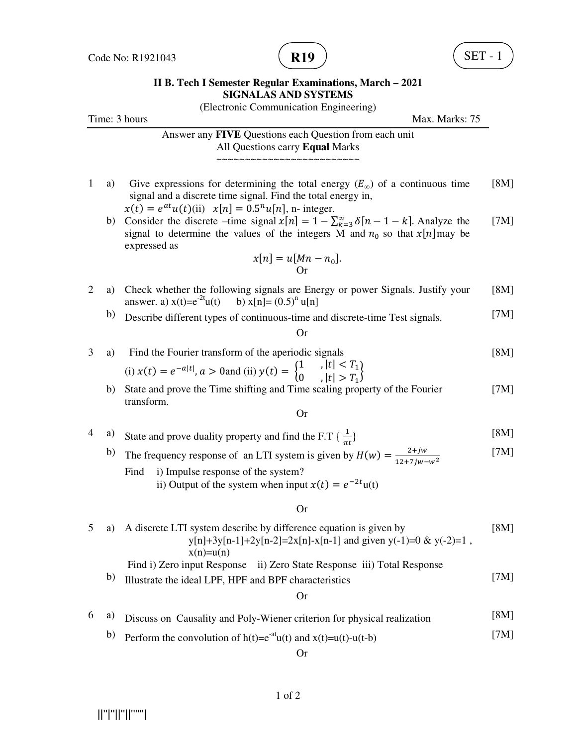Code No: R1921043

**R19**

SET - 1

**II B. Tech I Semester Regular Examinations, March – 2021**
**SIGNALAS AND SYSTEMS**
(Electronic Communication Engineering)

Time: 3 hours &nbsp;&nbsp;&nbsp;&nbsp;&nbsp;&nbsp;&nbsp;&nbsp; Max. Marks: 75

Answer any **FIVE** Questions each Question from each unit
All Questions carry **Equal** Marks

~~~~~~~~~~~~~~~~~~~~~~~~~

1 a) Give expressions for determining the total energy ($E_\infty$) of a continuous time signal and a discrete time signal. Find the total energy in, $x(t) = e^{at}u(t)$(ii) $x[n] = 0.5^n u[n]$, n- integer. [8M]

b) Consider the discrete –time signal $x[n] = 1 - \sum_{k=3}^{\infty} \delta[n-1-k]$. Analyze the signal to determine the values of the integers M and $n_0$ so that $x[n]$ may be expressed as [7M]

$$x[n] = u[Mn - n_0].$$

Or

2 a) Check whether the following signals are Energy or power Signals. Justify your answer. a) $x(t)=e^{-2t}u(t)$ b) $x[n]= (0.5)^n u[n]$ [8M]

b) Describe different types of continuous-time and discrete-time Test signals. [7M]

Or

3 a) Find the Fourier transform of the aperiodic signals [8M]

(i) $x(t) = e^{-a|t|}, a > 0$and (ii) $y(t) = \begin{Bmatrix} 1 & , |t| < T_1 \\ 0 & , |t| > T_1 \end{Bmatrix}$

b) State and prove the Time shifting and Time scaling property of the Fourier transform. [7M]

Or

4 a) State and prove duality property and find the F.T { $\frac{1}{\pi t}$} [8M]

b) The frequency response of an LTI system is given by $H(w) = \frac{2+jw}{12+7jw-w^2}$ [7M]

Find i) Impulse response of the system?
ii) Output of the system when input $x(t) = e^{-2t}u(t)$

Or

5 a) A discrete LTI system describe by difference equation is given by [8M]
$y[n]+3y[n-1]+2y[n-2]=2x[n]-x[n-1]$ and given $y(-1)=0$ & $y(-2)=1$ , $x(n)=u(n)$

Find i) Zero input Response ii) Zero State Response iii) Total Response

b) Illustrate the ideal LPF, HPF and BPF characteristics [7M]

Or

6 a) Discuss on Causality and Poly-Wiener criterion for physical realization [8M]

b) Perform the convolution of $h(t)=e^{-at}u(t)$ and $x(t)=u(t)-u(t-b)$ [7M]

Or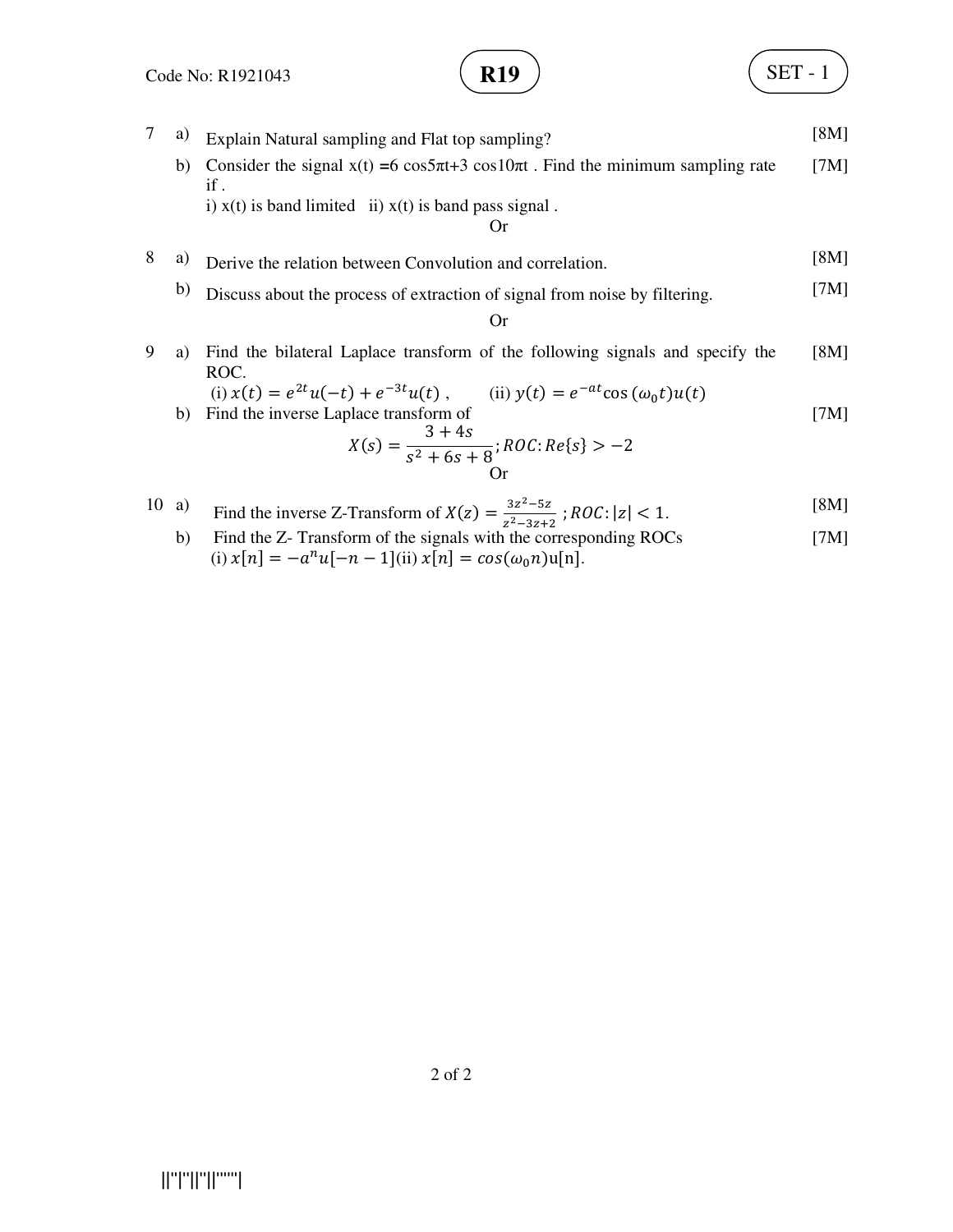7 a) Explain Natural sampling and Flat top sampling? [8M]

b) Consider the signal x(t) =6 cos5πt+3 cos10πt . Find the minimum sampling rate if . [7M]

i) x(t) is band limited ii) x(t) is band pass signal .

Or

8 a) Derive the relation between Convolution and correlation. [8M]

b) Discuss about the process of extraction of signal from noise by filtering. [7M]

Or

9 a) Find the bilateral Laplace transform of the following signals and specify the ROC. [8M]

(i) $x(t) = e^{2t}u(-t) + e^{-3t}u(t)$ , (ii) $y(t) = e^{-at}\cos(\omega_0 t)u(t)$

b) Find the inverse Laplace transform of [7M]

$$X(s) = \frac{3 + 4s}{s^2 + 6s + 8}; ROC: Re\{s\} > -2$$

Or

10 a) Find the inverse Z-Transform of $X(z) = \frac{3z^2 - 5z}{z^2 - 3z + 2}$ ; $ROC: |z| < 1$. [8M]

b) Find the Z- Transform of the signals with the corresponding ROCs [7M]

(i) $x[n] = -a^n u[-n-1]$(ii) $x[n] = cos(\omega_0 n)$u[n].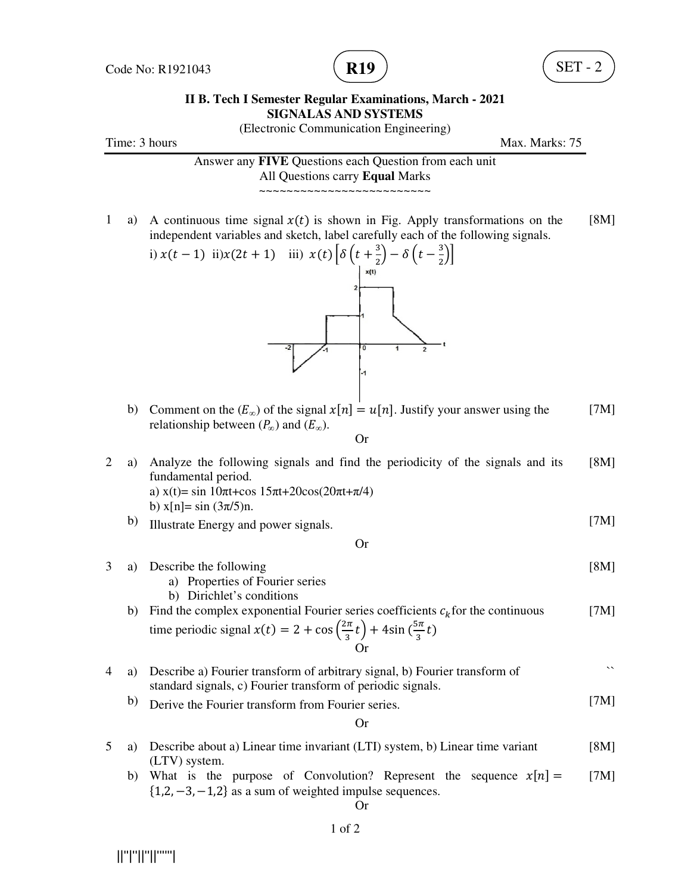Code No: R1921043 **R19** SET - 2

**II B. Tech I Semester Regular Examinations, March - 2021**
**SIGNALAS AND SYSTEMS**
(Electronic Communication Engineering)

Time: 3 hours Max. Marks: 75

Answer any **FIVE** Questions each Question from each unit
All Questions carry **Equal** Marks
~~~~~~~~~~~~~~~~~~~~~~~~~

1 a) A continuous time signal $x(t)$ is shown in Fig. Apply transformations on the independent variables and sketch, label carefully each of the following signals. [8M]

i) $x(t-1)$ ii) $x(2t+1)$ iii) $x(t)\left[\delta\left(t+\frac{3}{2}\right)-\delta\left(t-\frac{3}{2}\right)\right]$

b) Comment on the ($E_\infty$) of the signal $x[n] = u[n]$. Justify your answer using the relationship between ($P_\infty$) and ($E_\infty$). [7M]

Or

2 a) Analyze the following signals and find the periodicity of the signals and its fundamental period. [8M]

a) x(t)= sin 10πt+cos 15πt+20cos(20πt+π/4)

b) x[n]= sin (3π/5)n.

b) Illustrate Energy and power signals. [7M]

Or

3 a) Describe the following [8M]

a) Properties of Fourier series
b) Dirichlet's conditions

b) Find the complex exponential Fourier series coefficients $c_k$ for the continuous time periodic signal $x(t) = 2 + \cos\left(\frac{2\pi}{3}t\right) + 4\sin\left(\frac{5\pi}{3}t\right)$ [7M]

Or

4 a) Describe a) Fourier transform of arbitrary signal, b) Fourier transform of standard signals, c) Fourier transform of periodic signals. ``

b) Derive the Fourier transform from Fourier series. [7M]

Or

5 a) Describe about a) Linear time invariant (LTI) system, b) Linear time variant (LTV) system. [8M]

b) What is the purpose of Convolution? Represent the sequence $x[n] = \{1,2,-3,-1,2\}$ as a sum of weighted impulse sequences. [7M]

Or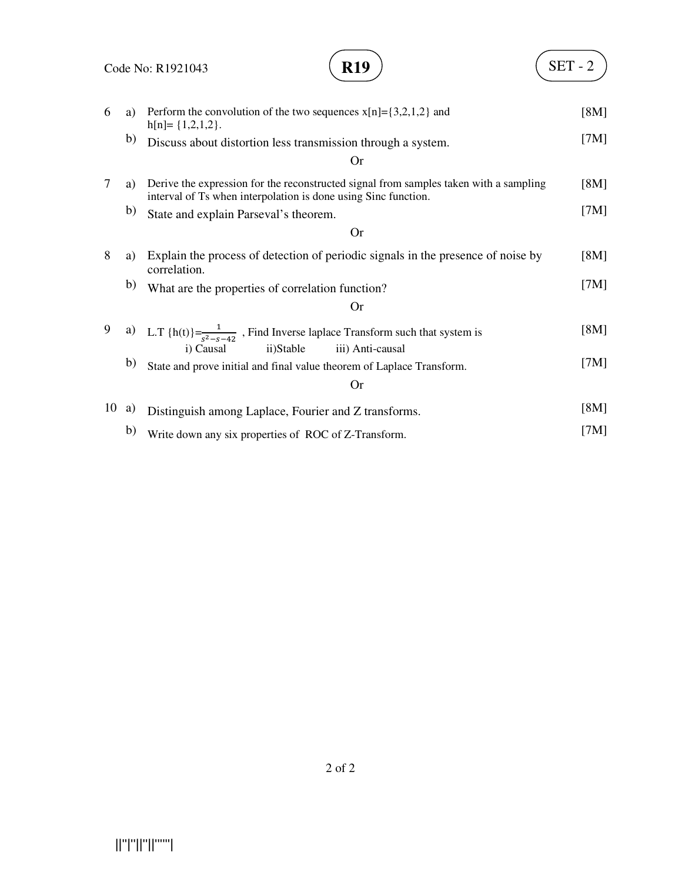| | | | |
|---|---|---|---|
| 6 | a) | Perform the convolution of the two sequences x[n]={3,2,1,2} and h[n]= {1,2,1,2}. | [8M] |
| | b) | Discuss about distortion less transmission through a system. | [7M] |

Or

| | | | |
|---|---|---|---|
| 7 | a) | Derive the expression for the reconstructed signal from samples taken with a sampling interval of Ts when interpolation is done using Sinc function. | [8M] |
| | b) | State and explain Parseval's theorem. | [7M] |

Or

| | | | |
|---|---|---|---|
| 8 | a) | Explain the process of detection of periodic signals in the presence of noise by correlation. | [8M] |
| | b) | What are the properties of correlation function? | [7M] |

Or

| | | | |
|---|---|---|---|
| 9 | a) | L.T {h(t)}=$\frac{1}{s^2-s-42}$ , Find Inverse laplace Transform such that system is i) Causal ii)Stable iii) Anti-causal | [8M] |
| | b) | State and prove initial and final value theorem of Laplace Transform. | [7M] |

Or

| | | | |
|---|---|---|---|
| 10 | a) | Distinguish among Laplace, Fourier and Z transforms. | [8M] |
| | b) | Write down any six properties of ROC of Z-Transform. | [7M] |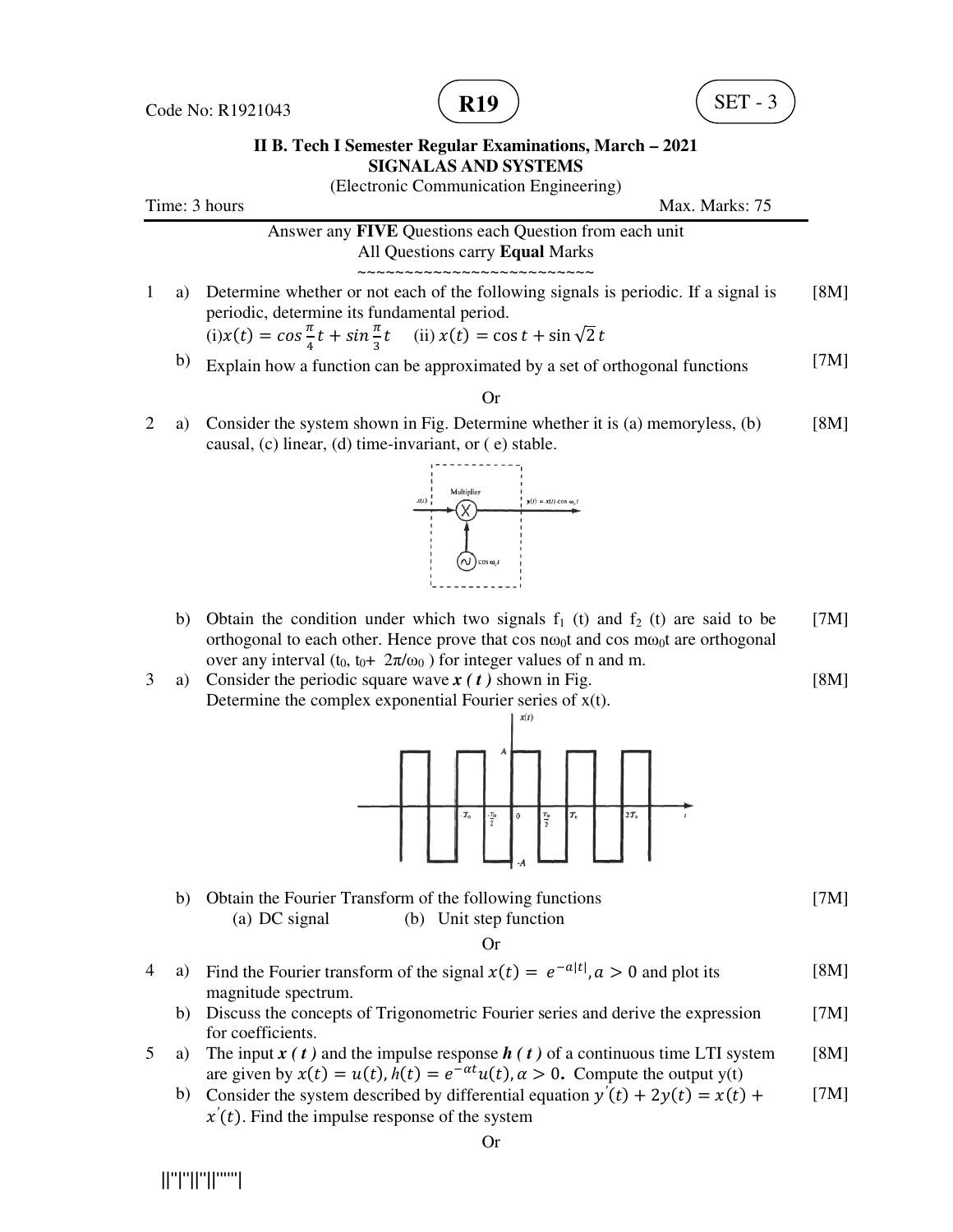Code No: R1921043

**R19**

SET - 3

**II B. Tech I Semester Regular Examinations, March – 2021**
**SIGNALAS AND SYSTEMS**
(Electronic Communication Engineering)

Time: 3 hours | Max. Marks: 75

Answer any **FIVE** Questions each Question from each unit
All Questions carry **Equal** Marks
~~~~~~~~~~~~~~~~~~~~~~~~~

1 a) Determine whether or not each of the following signals is periodic. If a signal is periodic, determine its fundamental period. [8M]
(i) $x(t) = cos\frac{\pi}{4}t + sin\frac{\pi}{3}t$ (ii) $x(t) = \cos t + \sin\sqrt{2}\,t$

b) Explain how a function can be approximated by a set of orthogonal functions [7M]

Or

2 a) Consider the system shown in Fig. Determine whether it is (a) memoryless, (b) causal, (c) linear, (d) time-invariant, or ( e) stable. [8M]

Multiplier: $x(t)$ → (X) → $y(t) = x(t)\cos\omega_c t$, with oscillator $\cos\omega_c t$

b) Obtain the condition under which two signals $f_1(t)$ and $f_2(t)$ are said to be orthogonal to each other. Hence prove that $\cos n\omega_0 t$ and $\cos m\omega_0 t$ are orthogonal over any interval $(t_0, t_0 + 2\pi/\omega_0)$ for integer values of n and m. [7M]

3 a) Consider the periodic square wave ***x ( t )*** shown in Fig. [8M]
Determine the complex exponential Fourier series of x(t).

(Figure: periodic square wave $x(t)$ with amplitude $A$ and $-A$; time axis marks $T_0$, $-\frac{T_0}{2}$, $0$, $\frac{T_0}{2}$, $T_0$, $2T_0$, $t$)

b) Obtain the Fourier Transform of the following functions [7M]
(a) DC signal (b) Unit step function

Or

4 a) Find the Fourier transform of the signal $x(t) = e^{-a|t|}, a > 0$ and plot its magnitude spectrum. [8M]

b) Discuss the concepts of Trigonometric Fourier series and derive the expression for coefficients. [7M]

5 a) The input ***x ( t )*** and the impulse response ***h ( t )*** of a continuous time LTI system are given by $x(t) = u(t), h(t) = e^{-\alpha t}u(t), \alpha > 0$**.** Compute the output y(t) [8M]

b) Consider the system described by differential equation $y'(t) + 2y(t) = x(t) + x'(t)$. Find the impulse response of the system [7M]

Or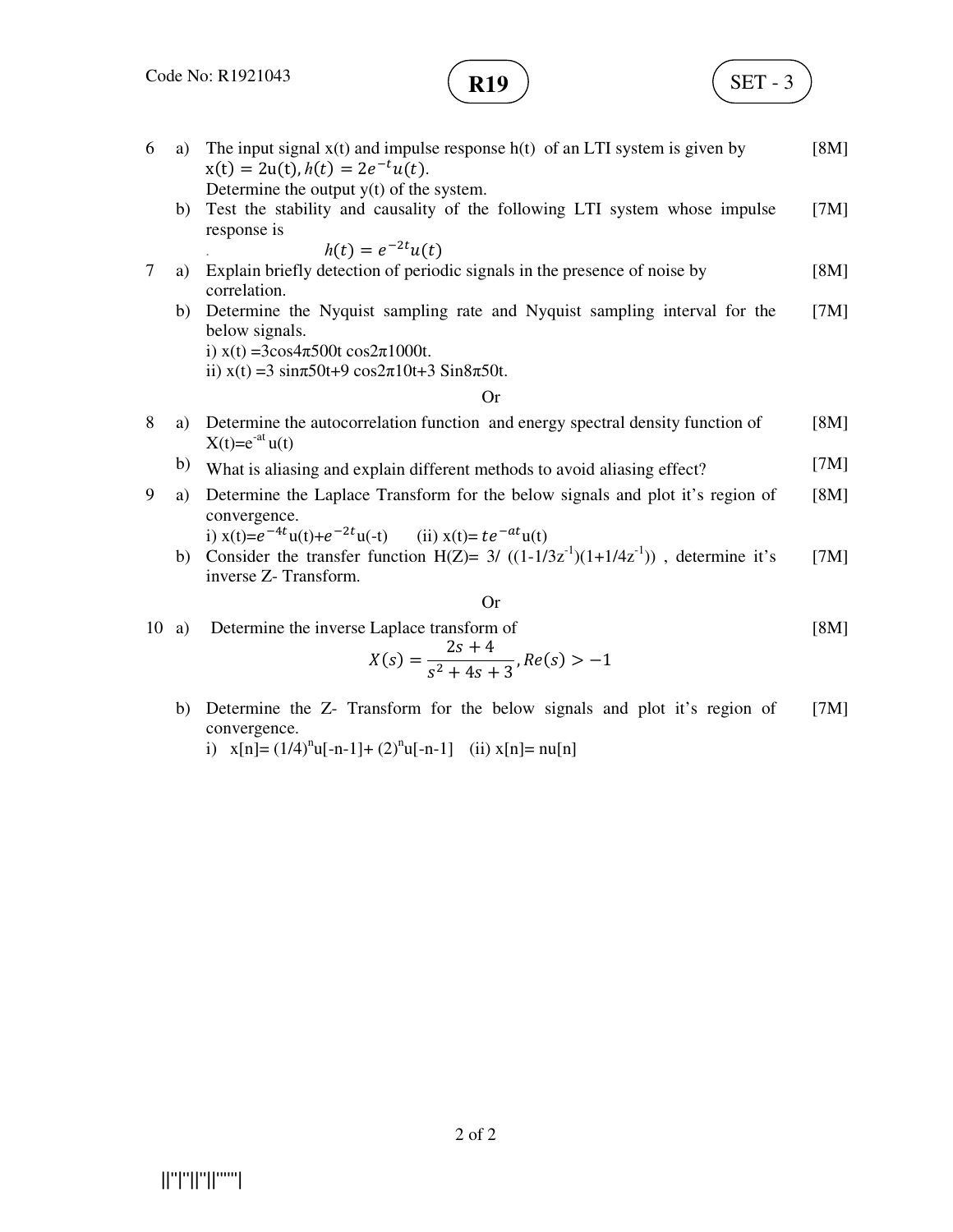6 a) The input signal x(t) and impulse response h(t) of an LTI system is given by $x(t) = 2u(t), h(t) = 2e^{-t}u(t)$. Determine the output y(t) of the system. [8M]

b) Test the stability and causality of the following LTI system whose impulse response is [7M]

$$h(t) = e^{-2t}u(t)$$

7 a) Explain briefly detection of periodic signals in the presence of noise by correlation. [8M]

b) Determine the Nyquist sampling rate and Nyquist sampling interval for the below signals. [7M]

i) $x(t) = 3\cos 4\pi 500t \cos 2\pi 1000t$.

ii) $x(t) = 3\sin\pi 50t + 9\cos 2\pi 10t + 3\sin 8\pi 50t$.

Or

8 a) Determine the autocorrelation function and energy spectral density function of $X(t)=e^{-at}u(t)$ [8M]

b) What is aliasing and explain different methods to avoid aliasing effect? [7M]

9 a) Determine the Laplace Transform for the below signals and plot it's region of convergence. [8M]

i) $x(t)=e^{-4t}u(t)+e^{-2t}u(-t)$ (ii) $x(t)= te^{-at}u(t)$

b) Consider the transfer function $H(Z)= 3/ ((1-1/3z^{-1})(1+1/4z^{-1}))$ , determine it's inverse Z- Transform. [7M]

Or

10 a) Determine the inverse Laplace transform of [8M]

$$X(s) = \frac{2s+4}{s^2+4s+3}, Re(s) > -1$$

b) Determine the Z- Transform for the below signals and plot it's region of convergence. [7M]

i) $x[n]= (1/4)^n u[-n-1]+ (2)^n u[-n-1]$ (ii) $x[n]= nu[n]$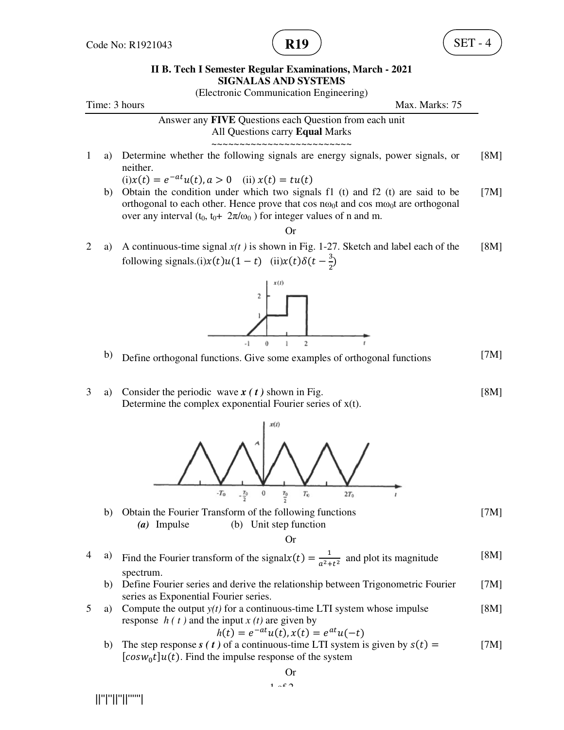Code No: R1921043 **R19** SET - 4

**II B. Tech I Semester Regular Examinations, March - 2021**
**SIGNALAS AND SYSTEMS**
(Electronic Communication Engineering)

Time: 3 hours Max. Marks: 75

Answer any **FIVE** Questions each Question from each unit
All Questions carry **Equal** Marks

~~~~~~~~~~~~~~~~~~~~~~~~~

1 a) Determine whether the following signals are energy signals, power signals, or neither. [8M]
(i) $x(t) = e^{-at}u(t), a > 0$ (ii) $x(t) = tu(t)$

b) Obtain the condition under which two signals f1 (t) and f2 (t) are said to be orthogonal to each other. Hence prove that cos $n\omega_0 t$ and cos $m\omega_0 t$ are orthogonal over any interval ($t_0$, $t_0 + 2\pi/\omega_0$ ) for integer values of n and m. [7M]

Or

2 a) A continuous-time signal *x(t )* is shown in Fig. 1-27. Sketch and label each of the following signals.(i) $x(t)u(1-t)$ (ii) $x(t)\delta(t-\frac{3}{2})$ [8M]

b) Define orthogonal functions. Give some examples of orthogonal functions [7M]

3 a) Consider the periodic wave ***x ( t )*** shown in Fig. [8M]
Determine the complex exponential Fourier series of x(t).

b) Obtain the Fourier Transform of the following functions [7M]
*(a)* Impulse (b) Unit step function

Or

4 a) Find the Fourier transform of the signal $x(t) = \frac{1}{a^2+t^2}$ and plot its magnitude spectrum. [8M]

b) Define Fourier series and derive the relationship between Trigonometric Fourier series as Exponential Fourier series. [7M]

5 a) Compute the output *y(t)* for a continuous-time LTI system whose impulse response *h ( t )* and the input *x (t)* are given by [8M]

$$h(t) = e^{-at}u(t), x(t) = e^{at}u(-t)$$

b) The step response ***s ( t )*** of a continuous-time LTI system is given by $s(t) = [cosw_0 t]u(t)$. Find the impulse response of the system [7M]

Or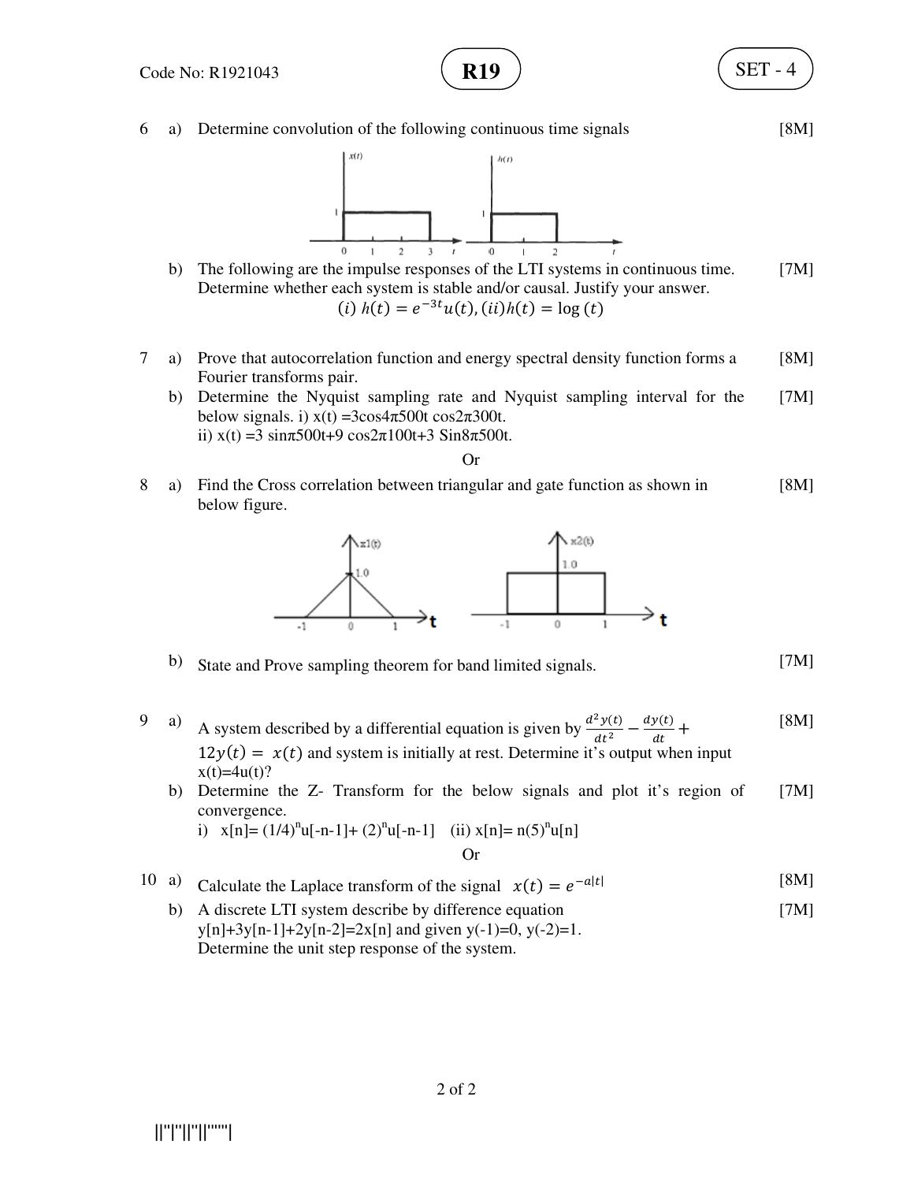6 a) Determine convolution of the following continuous time signals [8M]

x(t)

1

0 1 2 3 t

h(t)

1

0 1 2 t

b) The following are the impulse responses of the LTI systems in continuous time. Determine whether each system is stable and/or causal. Justify your answer. [7M]

$$(i)\ h(t) = e^{-3t}u(t),\ (ii)\ h(t) = \log(t)$$

7 a) Prove that autocorrelation function and energy spectral density function forms a Fourier transforms pair. [8M]

b) Determine the Nyquist sampling rate and Nyquist sampling interval for the below signals. i) $x(t) = 3\cos 4\pi 500t \cos 2\pi 300t$. [7M]

ii) $x(t) = 3\sin\pi 500t + 9\cos 2\pi 100t + 3\sin 8\pi 500t$.

Or

8 a) Find the Cross correlation between triangular and gate function as shown in below figure. [8M]

x1(t)

1.0

-1 0 1 t

x2(t)

1.0

-1 0 1 t

b) State and Prove sampling theorem for band limited signals. [7M]

9 a) A system described by a differential equation is given by $\frac{d^2y(t)}{dt^2} - \frac{dy(t)}{dt} + 12y(t) = x(t)$ and system is initially at rest. Determine it's output when input $x(t)=4u(t)$? [8M]

b) Determine the Z- Transform for the below signals and plot it's region of convergence. [7M]

i) $x[n] = (1/4)^n u[-n-1] + (2)^n u[-n-1]$ (ii) $x[n] = n(5)^n u[n]$

Or

10 a) Calculate the Laplace transform of the signal $x(t) = e^{-a|t|}$ [8M]

b) A discrete LTI system describe by difference equation $y[n]+3y[n-1]+2y[n-2]=2x[n]$ and given $y(-1)=0$, $y(-2)=1$. Determine the unit step response of the system. [7M]